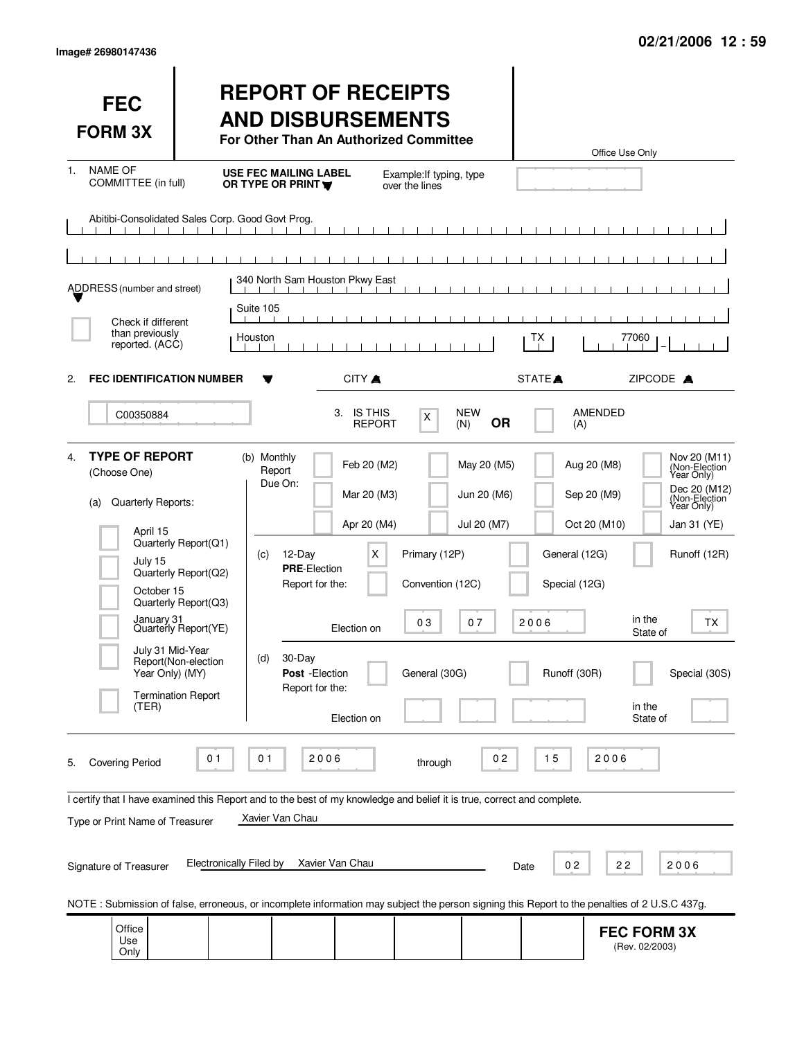Image# 26980147436

02/21/2006 12 : 59

# FEC FORM 3X

# REPORT OF RECEIPTS AND DISBURSEMENTS

**For Other Than An Authorized Committee**

Office Use Only

1. NAME OF COMMITTEE (in full) — **USE FEC MAILING LABEL OR TYPE OR PRINT** — Example: If typing, type over the lines

Abitibi-Consolidated Sales Corp. Good Govt Prog.

ADDRESS (number and street)

340 North Sam Houston Pkwy East

Suite 105

Houston — TX — 77060 –

☐ Check if different than previously reported. (ACC)

CITY ▲ STATE ▲ ZIPCODE ▲

2. **FEC IDENTIFICATION NUMBER**

C00350884

3. IS THIS REPORT — [X] NEW (N) **OR** [ ] AMENDED (A)

4. **TYPE OF REPORT** (Choose One)

(a) Quarterly Reports:

- [ ] April 15 Quarterly Report (Q1)
- [ ] July 15 Quarterly Report (Q2)
- [ ] October 15 Quarterly Report (Q3)
- [ ] January 31 Quarterly Report (YE)
- [ ] July 31 Mid-Year Report (Non-election Year Only) (MY)
- [ ] Termination Report (TER)

(b) Monthly Report Due On:

- [ ] Feb 20 (M2)
- [ ] Mar 20 (M3)
- [ ] Apr 20 (M4)
- [ ] May 20 (M5)
- [ ] Jun 20 (M6)
- [ ] Jul 20 (M7)
- [ ] Aug 20 (M8)
- [ ] Sep 20 (M9)
- [ ] Oct 20 (M10)
- [ ] Nov 20 (M11) (Non-Election Year Only)
- [ ] Dec 20 (M12) (Non-Election Year Only)
- [ ] Jan 31 (YE)

(c) 12-Day **PRE**-Election Report for the:

- [X] Primary (12P)
- [ ] General (12G)
- [ ] Runoff (12R)
- [ ] Convention (12C)
- [ ] Special (12G)

Election on 03 07 2006 in the State of TX

(d) 30-Day **Post**-Election Report for the:

- [ ] General (30G)
- [ ] Runoff (30R)
- [ ] Special (30S)

Election on in the State of

5. Covering Period 01 01 2006 through 02 15 2006

I certify that I have examined this Report and to the best of my knowledge and belief it is true, correct and complete.

Type or Print Name of Treasurer: Xavier Van Chau

Signature of Treasurer: Electronically Filed by Xavier Van Chau — Date 02 22 2006

NOTE : Submission of false, erroneous, or incomplete information may subject the person signing this Report to the penalties of 2 U.S.C 437g.

Office Use Only

**FEC FORM 3X** (Rev. 02/2003)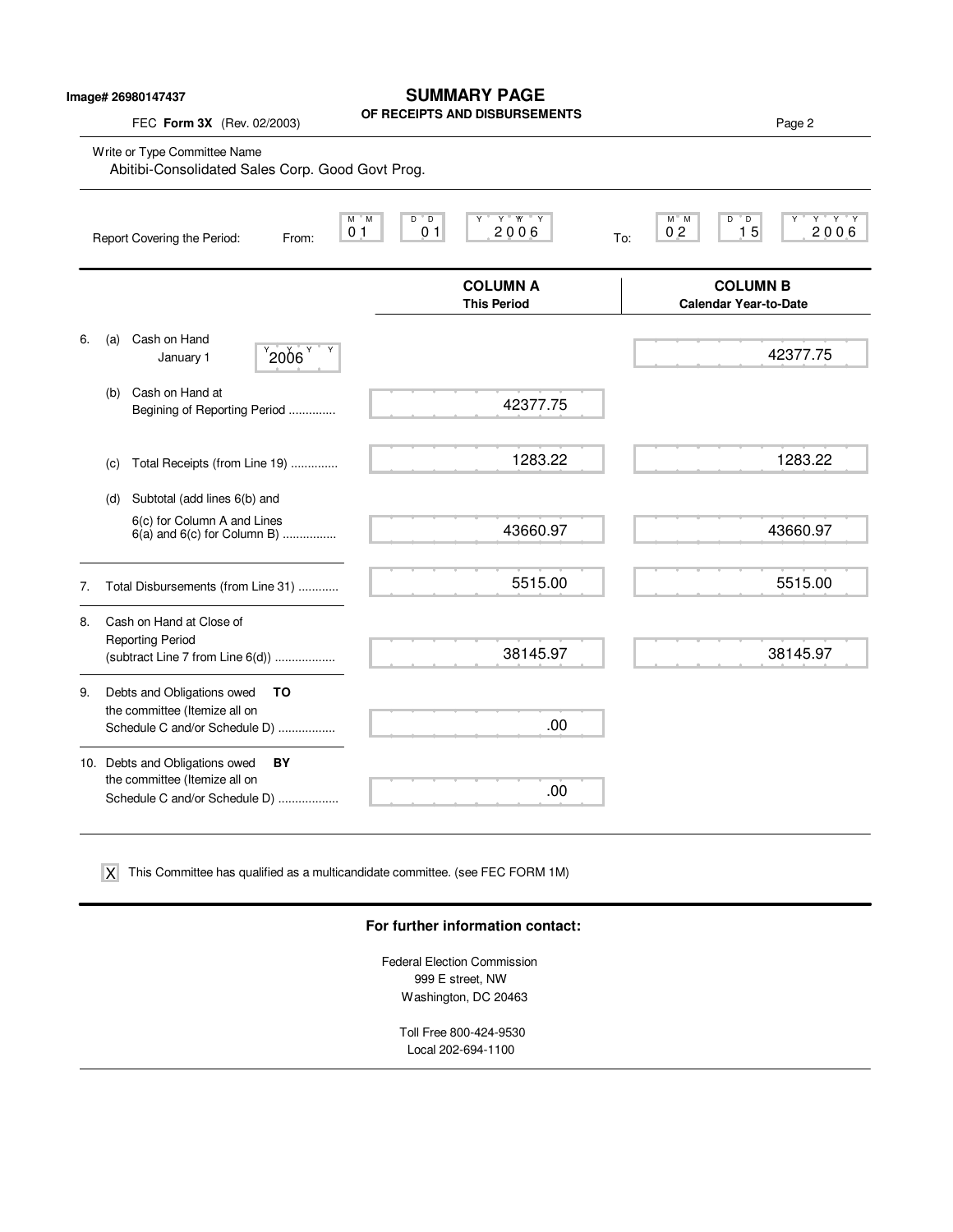Image# 26980147437

# SUMMARY PAGE
## OF RECEIPTS AND DISBURSEMENTS

FEC **Form 3X** (Rev. 02/2003)

Write or Type Committee Name

Abitibi-Consolidated Sales Corp. Good Govt Prog.

Report Covering the Period: From: 01 01 2006 To: 02 15 2006

| | COLUMN A This Period | COLUMN B Calendar Year-to-Date |
|---|---|---|
| 6. (a) Cash on Hand January 1 2006 | | 42377.75 |
| (b) Cash on Hand at Begining of Reporting Period .............. | 42377.75 | |
| (c) Total Receipts (from Line 19) .............. | 1283.22 | 1283.22 |
| (d) Subtotal (add lines 6(b) and 6(c) for Column A and Lines 6(a) and 6(c) for Column B) ................ | 43660.97 | 43660.97 |
| 7. Total Disbursements (from Line 31) ............ | 5515.00 | 5515.00 |
| 8. Cash on Hand at Close of Reporting Period (subtract Line 7 from Line 6(d)) .................. | 38145.97 | 38145.97 |
| 9. Debts and Obligations owed **TO** the committee (Itemize all on Schedule C and/or Schedule D) ................. | .00 | |
| 10. Debts and Obligations owed **BY** the committee (Itemize all on Schedule C and/or Schedule D) .................. | .00 | |

[X] This Committee has qualified as a multicandidate committee. (see FEC FORM 1M)

**For further information contact:**

Federal Election Commission
999 E street, NW
Washington, DC 20463

Toll Free 800-424-9530
Local 202-694-1100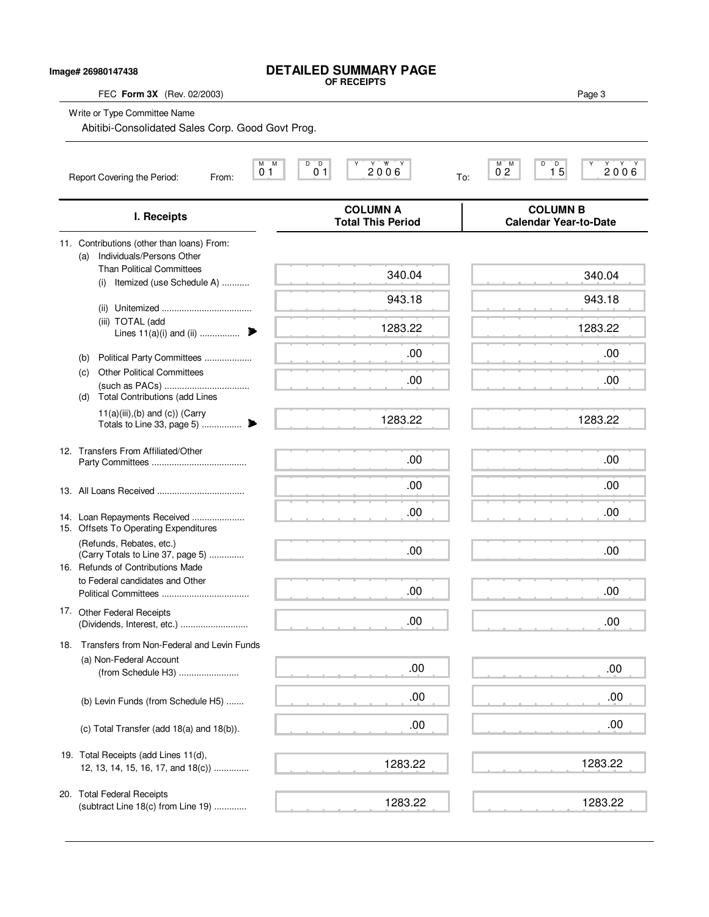Image# 26980147438

# DETAILED SUMMARY PAGE
**OF RECEIPTS**

FEC **Form 3X** (Rev. 02/2003)

Write or Type Committee Name

Abitibi-Consolidated Sales Corp. Good Govt Prog.

Report Covering the Period: From: 01 01 2006 To: 02 15 2006

| I. Receipts | COLUMN A Total This Period | COLUMN B Calendar Year-to-Date |
|---|---|---|
| 11. Contributions (other than loans) From: | | |
| (a) Individuals/Persons Other Than Political Committees | | |
| (i) Itemized (use Schedule A) ........... | 340.04 | 340.04 |
| (ii) Unitemized ................................... | 943.18 | 943.18 |
| (iii) TOTAL (add Lines 11(a)(i) and (ii) ................ | 1283.22 | 1283.22 |
| (b) Political Party Committees ................... | .00 | .00 |
| (c) Other Political Committees (such as PACs) ................................. | .00 | .00 |
| (d) Total Contributions (add Lines 11(a)(iii),(b) and (c)) (Carry Totals to Line 33, page 5) ................ | 1283.22 | 1283.22 |
| 12. Transfers From Affiliated/Other Party Committees ..................................... | .00 | .00 |
| 13. All Loans Received .................................. | .00 | .00 |
| 14. Loan Repayments Received ..................... | .00 | .00 |
| 15. Offsets To Operating Expenditures (Refunds, Rebates, etc.) (Carry Totals to Line 37, page 5) ............. | .00 | .00 |
| 16. Refunds of Contributions Made to Federal candidates and Other Political Committees .................................. | .00 | .00 |
| 17. Other Federal Receipts (Dividends, Interest, etc.) .......................... | .00 | .00 |
| 18. Transfers from Non-Federal and Levin Funds | | |
| (a) Non-Federal Account (from Schedule H3) ........................ | .00 | .00 |
| (b) Levin Funds (from Schedule H5) ....... | .00 | .00 |
| (c) Total Transfer (add 18(a) and 18(b)). | .00 | .00 |
| 19. Total Receipts (add Lines 11(d), 12, 13, 14, 15, 16, 17, and 18(c)) ............. | 1283.22 | 1283.22 |
| 20. Total Federal Receipts (subtract Line 18(c) from Line 19) ............. | 1283.22 | 1283.22 |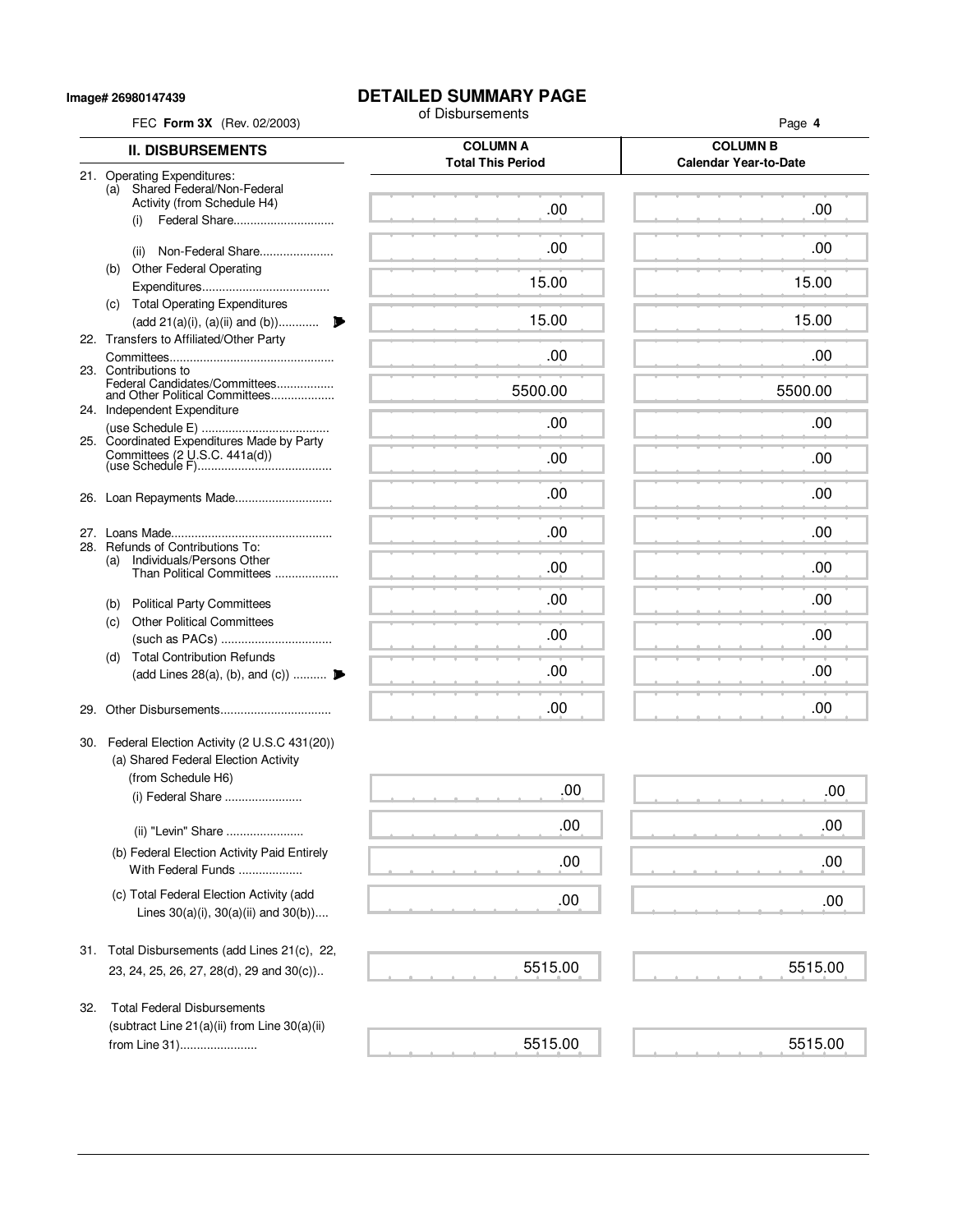**Image# 26980147439**

# DETAILED SUMMARY PAGE

of Disbursements

FEC **Form 3X** (Rev. 02/2003)

| II. DISBURSEMENTS | COLUMN A Total This Period | COLUMN B Calendar Year-to-Date |
|---|---|---|
| 21. Operating Expenditures: | | |
| (a) Shared Federal/Non-Federal Activity (from Schedule H4) | | |
| (i) Federal Share............................. | .00 | .00 |
| (ii) Non-Federal Share..................... | .00 | .00 |
| (b) Other Federal Operating Expenditures..................................... | 15.00 | 15.00 |
| (c) Total Operating Expenditures (add 21(a)(i), (a)(ii) and (b))............ | 15.00 | 15.00 |
| 22. Transfers to Affiliated/Other Party Committees................................................ | .00 | .00 |
| 23. Contributions to Federal Candidates/Committees................. and Other Political Committees.................. | 5500.00 | 5500.00 |
| 24. Independent Expenditure (use Schedule E) ..................................... | .00 | .00 |
| 25. Coordinated Expenditures Made by Party Committees (2 U.S.C. 441a(d)) (use Schedule F)....................................... | .00 | .00 |
| 26. Loan Repayments Made............................ | .00 | .00 |
| 27. Loans Made................................................ | .00 | .00 |
| 28. Refunds of Contributions To: | | |
| (a) Individuals/Persons Other Than Political Committees .................. | .00 | .00 |
| (b) Political Party Committees | .00 | .00 |
| (c) Other Political Committees (such as PACs) ................................ | .00 | .00 |
| (d) Total Contribution Refunds (add Lines 28(a), (b), and (c)) .......... | .00 | .00 |
| 29. Other Disbursements................................ | .00 | .00 |
| 30. Federal Election Activity (2 U.S.C 431(20)) | | |
| (a) Shared Federal Election Activity (from Schedule H6) | | |
| (i) Federal Share ....................... | .00 | .00 |
| (ii) "Levin" Share ....................... | .00 | .00 |
| (b) Federal Election Activity Paid Entirely With Federal Funds ................... | .00 | .00 |
| (c) Total Federal Election Activity (add Lines 30(a)(i), 30(a)(ii) and 30(b)).... | .00 | .00 |
| 31. Total Disbursements (add Lines 21(c), 22, 23, 24, 25, 26, 27, 28(d), 29 and 30(c)).. | 5515.00 | 5515.00 |
| 32. Total Federal Disbursements (subtract Line 21(a)(ii) from Line 30(a)(ii) from Line 31)...................... | 5515.00 | 5515.00 |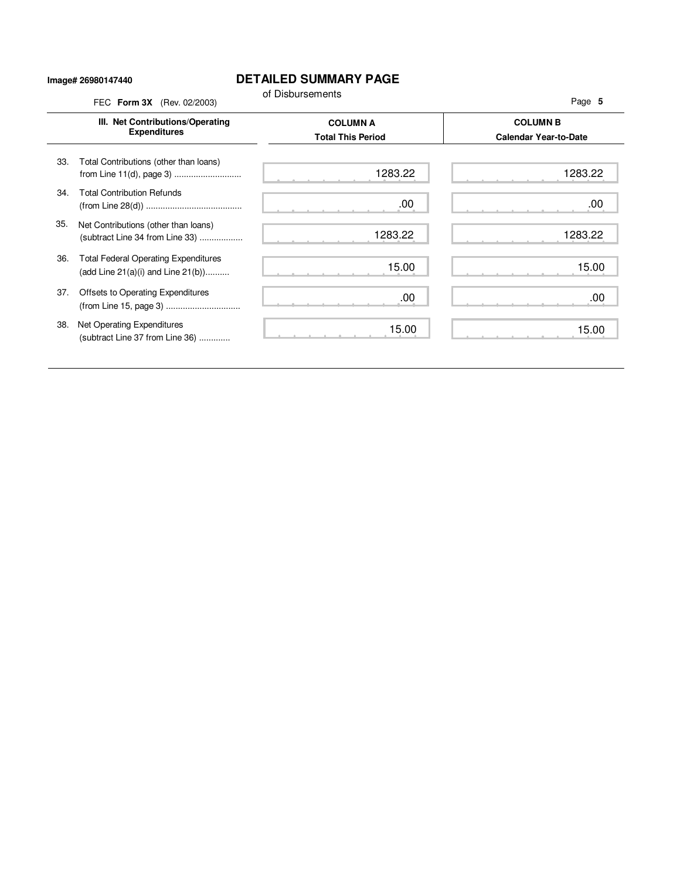Image# 26980147440

# DETAILED SUMMARY PAGE

of Disbursements

FEC **Form 3X** (Rev. 02/2003)

| III. Net Contributions/Operating Expenditures | COLUMN A Total This Period | COLUMN B Calendar Year-to-Date |
|---|---|---|
| 33. Total Contributions (other than loans) from Line 11(d), page 3 ............................ | 1283.22 | 1283.22 |
| 34. Total Contribution Refunds (from Line 28(d)) ........................................ | .00 | .00 |
| 35. Net Contributions (other than loans) (subtract Line 34 from Line 33) .................. | 1283.22 | 1283.22 |
| 36. Total Federal Operating Expenditures (add Line 21(a)(i) and Line 21(b)).......... | 15.00 | 15.00 |
| 37. Offsets to Operating Expenditures (from Line 15, page 3) ............................... | .00 | .00 |
| 38. Net Operating Expenditures (subtract Line 37 from Line 36) ............. | 15.00 | 15.00 |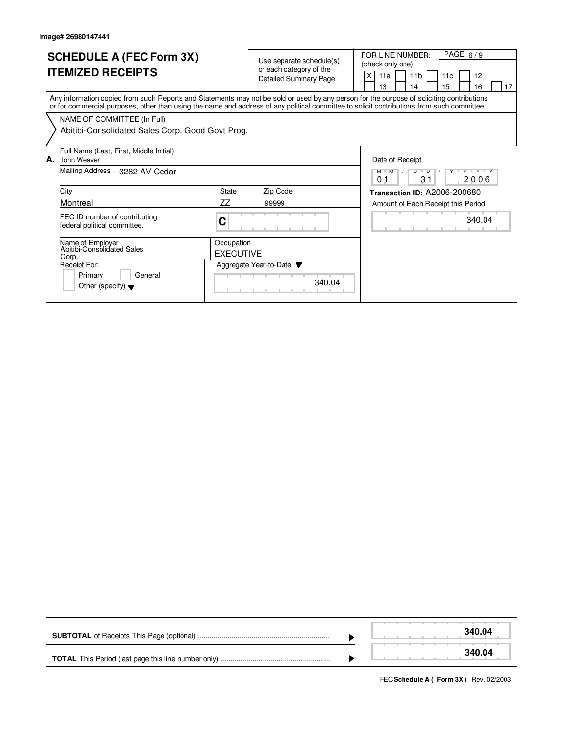**Image# 26980147441**

# SCHEDULE A (FEC Form 3X)
# ITEMIZED RECEIPTS

Use separate schedule(s) or each category of the Detailed Summary Page

FOR LINE NUMBER: (check only one)

[X] 11a [ ] 11b [ ] 11c [ ] 12 [ ] 13 [ ] 14 [ ] 15 [ ] 16 [ ] 17

PAGE 6 / 9

Any information copied from such Reports and Statements may not be sold or used by any person for the purpose of soliciting contributions or for commercial purposes, other than using the name and address of any political committee to solicit contributions from such committee.

NAME OF COMMITTEE (In Full)

Abitibi-Consolidated Sales Corp. Good Govt Prog.

**A.** Full Name (Last, First, Middle Initial): John Weaver

Mailing Address: 3282 AV Cedar

| City | State | Zip Code |
|---|---|---|
| Montreal | ZZ | 99999 |

FEC ID number of contributing federal political committee.: C

Name of Employer: Abitibi-Consolidated Sales Corp.

Occupation: EXECUTIVE

Receipt For: [ ] Primary [ ] General [ ] Other (specify)

Aggregate Year-to-Date: 340.04

Date of Receipt: 01 / 31 / 2006

**Transaction ID:** A2006-200680

Amount of Each Receipt this Period: 340.04

| | |
|---|---|
| **SUBTOTAL** of Receipts This Page (optional) | **340.04** |
| **TOTAL** This Period (last page this line number only) | **340.04** |

FEC **Schedule A ( Form 3X )** Rev. 02/2003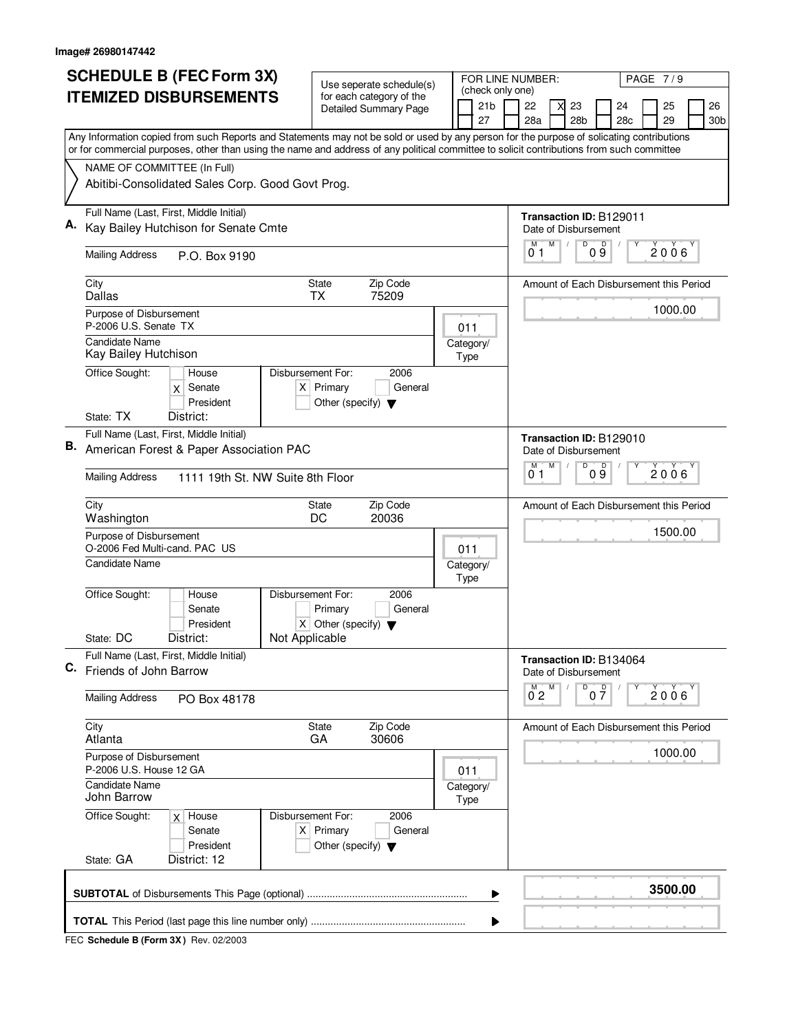Image# 26980147442

# SCHEDULE B (FEC Form 3X) ITEMIZED DISBURSEMENTS

Use seperate schedule(s) for each category of the Detailed Summary Page

FOR LINE NUMBER: (check only one)

[ ] 21b [ ] 22 [X] 23 [ ] 24 [ ] 25 [ ] 26
[ ] 27 [ ] 28a [ ] 28b [ ] 28c [ ] 29 [ ] 30b

Any Information copied from such Reports and Statements may not be sold or used by any person for the purpose of solicating contributions or for commercial purposes, other than using the name and address of any political committee to solicit contributions from such committee

NAME OF COMMITTEE (In Full)
Abitibi-Consolidated Sales Corp. Good Govt Prog.

---

**A.** Full Name (Last, First, Middle Initial): Kay Bailey Hutchison for Senate Cmte

Mailing Address: P.O. Box 9190

City: Dallas | State: TX | Zip Code: 75209

Purpose of Disbursement: P-2006 U.S. Senate TX

Category/Type: 011

Candidate Name: Kay Bailey Hutchison

Office Sought: [ ] House [X] Senate [ ] President

State: TX District:

Disbursement For: 2006 [X] Primary [ ] General [ ] Other (specify)

Transaction ID: B129011

Date of Disbursement: 01/09/2006

Amount of Each Disbursement this Period: 1000.00

---

**B.** Full Name (Last, First, Middle Initial): American Forest & Paper Association PAC

Mailing Address: 1111 19th St. NW Suite 8th Floor

City: Washington | State: DC | Zip Code: 20036

Purpose of Disbursement: O-2006 Fed Multi-cand. PAC US

Category/Type: 011

Candidate Name:

Office Sought: [ ] House [ ] Senate [ ] President

State: DC District:

Disbursement For: 2006 [ ] Primary [ ] General [X] Other (specify): Not Applicable

Transaction ID: B129010

Date of Disbursement: 01/09/2006

Amount of Each Disbursement this Period: 1500.00

---

**C.** Full Name (Last, First, Middle Initial): Friends of John Barrow

Mailing Address: PO Box 48178

City: Atlanta | State: GA | Zip Code: 30606

Purpose of Disbursement: P-2006 U.S. House 12 GA

Category/Type: 011

Candidate Name: John Barrow

Office Sought: [X] House [ ] Senate [ ] President

State: GA District: 12

Disbursement For: 2006 [X] Primary [ ] General [ ] Other (specify)

Transaction ID: B134064

Date of Disbursement: 02/07/2006

Amount of Each Disbursement this Period: 1000.00

---

**SUBTOTAL** of Disbursements This Page (optional): **3500.00**

**TOTAL** This Period (last page this line number only):

FEC **Schedule B (Form 3X)** Rev. 02/2003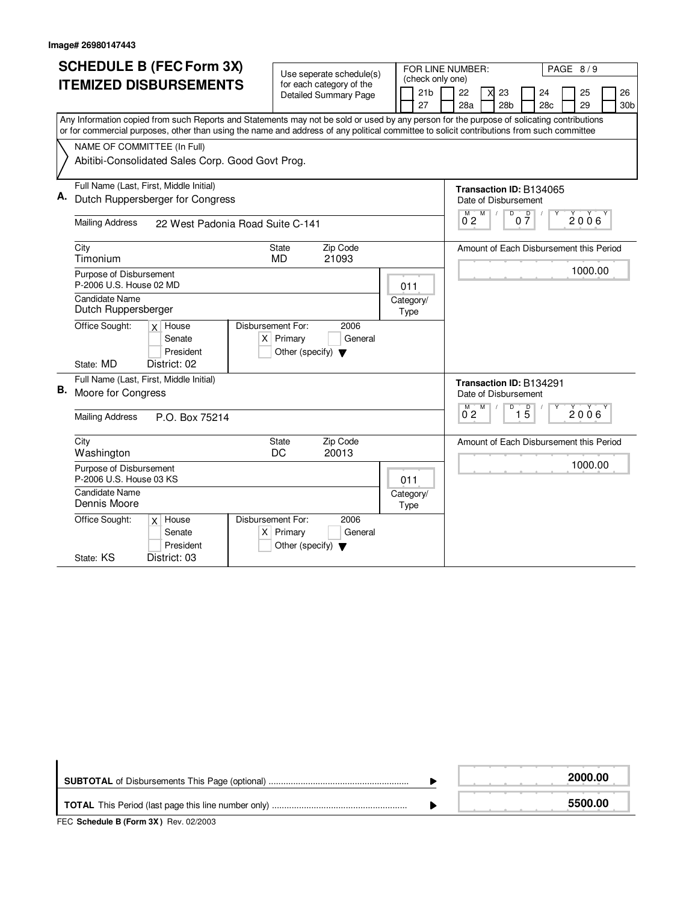Image# 26980147443

# SCHEDULE B (FEC Form 3X) ITEMIZED DISBURSEMENTS

Use seperate schedule(s) for each category of the Detailed Summary Page

FOR LINE NUMBER: (check only one)

21b | 22 | [X] 23 | 24 | 25 | 26 | 27 | 28a | 28b | 28c | 29 | 30b

PAGE 8 / 9

Any Information copied from such Reports and Statements may not be sold or used by any person for the purpose of solicating contributions or for commercial purposes, other than using the name and address of any political committee to solicit contributions from such committee

NAME OF COMMITTEE (In Full)

Abitibi-Consolidated Sales Corp. Good Govt Prog.

---

**A.** Full Name (Last, First, Middle Initial): Dutch Ruppersberger for Congress

Mailing Address: 22 West Padonia Road Suite C-141

City: Timonium | State: MD | Zip Code: 21093

Purpose of Disbursement: P-2006 U.S. House 02 MD

Category/Type: 011

Candidate Name: Dutch Ruppersberger

Office Sought: [X] House [ ] Senate [ ] President

State: MD District: 02

Disbursement For: 2006 [X] Primary [ ] General [ ] Other (specify)

Transaction ID: B134065

Date of Disbursement: 02 / 07 / 2006

Amount of Each Disbursement this Period: 1000.00

---

**B.** Full Name (Last, First, Middle Initial): Moore for Congress

Mailing Address: P.O. Box 75214

City: Washington | State: DC | Zip Code: 20013

Purpose of Disbursement: P-2006 U.S. House 03 KS

Category/Type: 011

Candidate Name: Dennis Moore

Office Sought: [X] House [ ] Senate [ ] President

State: KS District: 03

Disbursement For: 2006 [X] Primary [ ] General [ ] Other (specify)

Transaction ID: B134291

Date of Disbursement: 02 / 15 / 2006

Amount of Each Disbursement this Period: 1000.00

---

**SUBTOTAL** of Disbursements This Page (optional): **2000.00**

**TOTAL** This Period (last page this line number only): **5500.00**

FEC **Schedule B (Form 3X)** Rev. 02/2003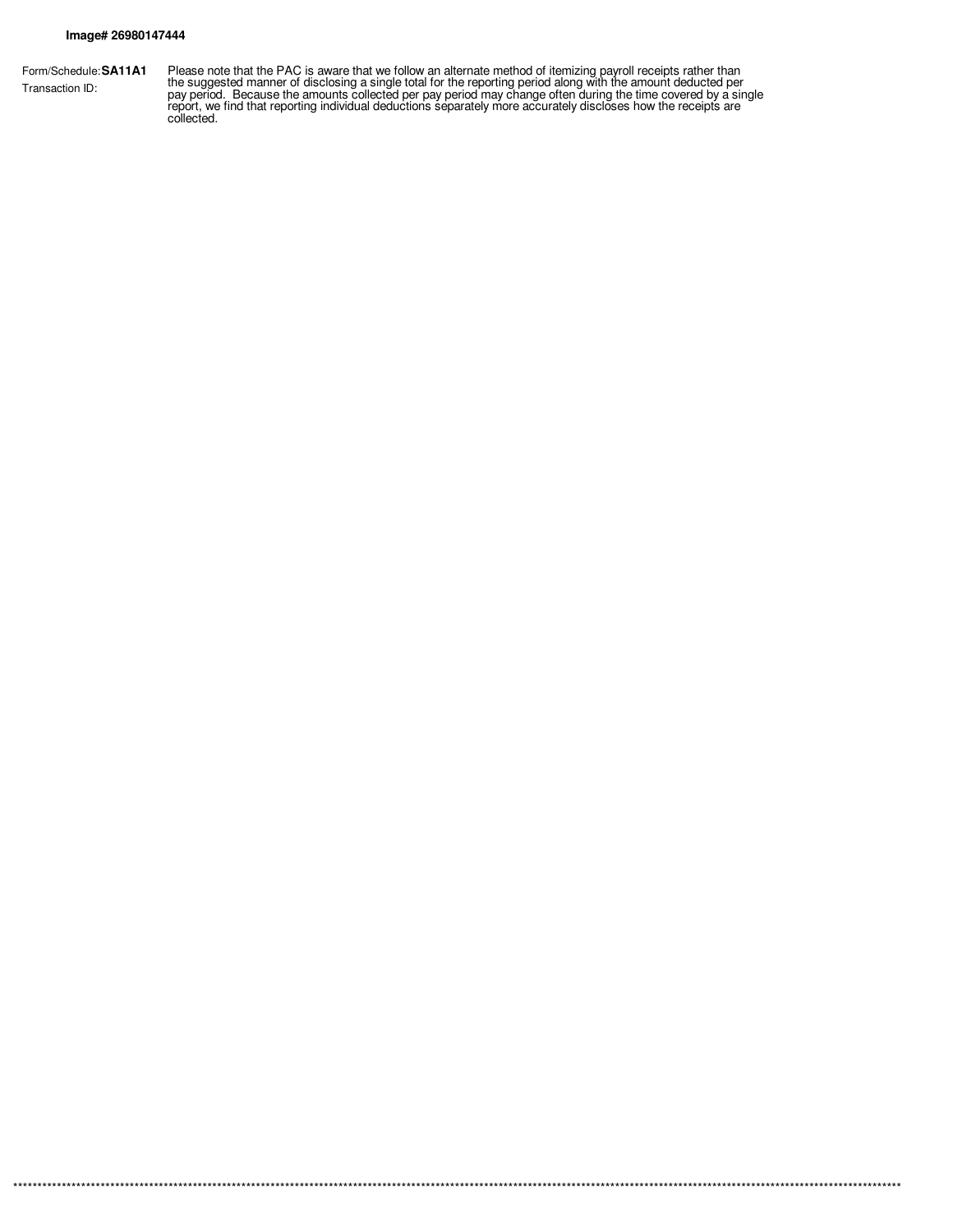**Image# 26980147444**

Form/Schedule: **SA11A1**

Transaction ID:

Please note that the PAC is aware that we follow an alternate method of itemizing payroll receipts rather than the suggested manner of disclosing a single total for the reporting period along with the amount deducted per pay period. Because the amounts collected per pay period may change often during the time covered by a single report, we find that reporting individual deductions separately more accurately discloses how the receipts are collected.

****************************************************************************************************************************************************************************************************************************************